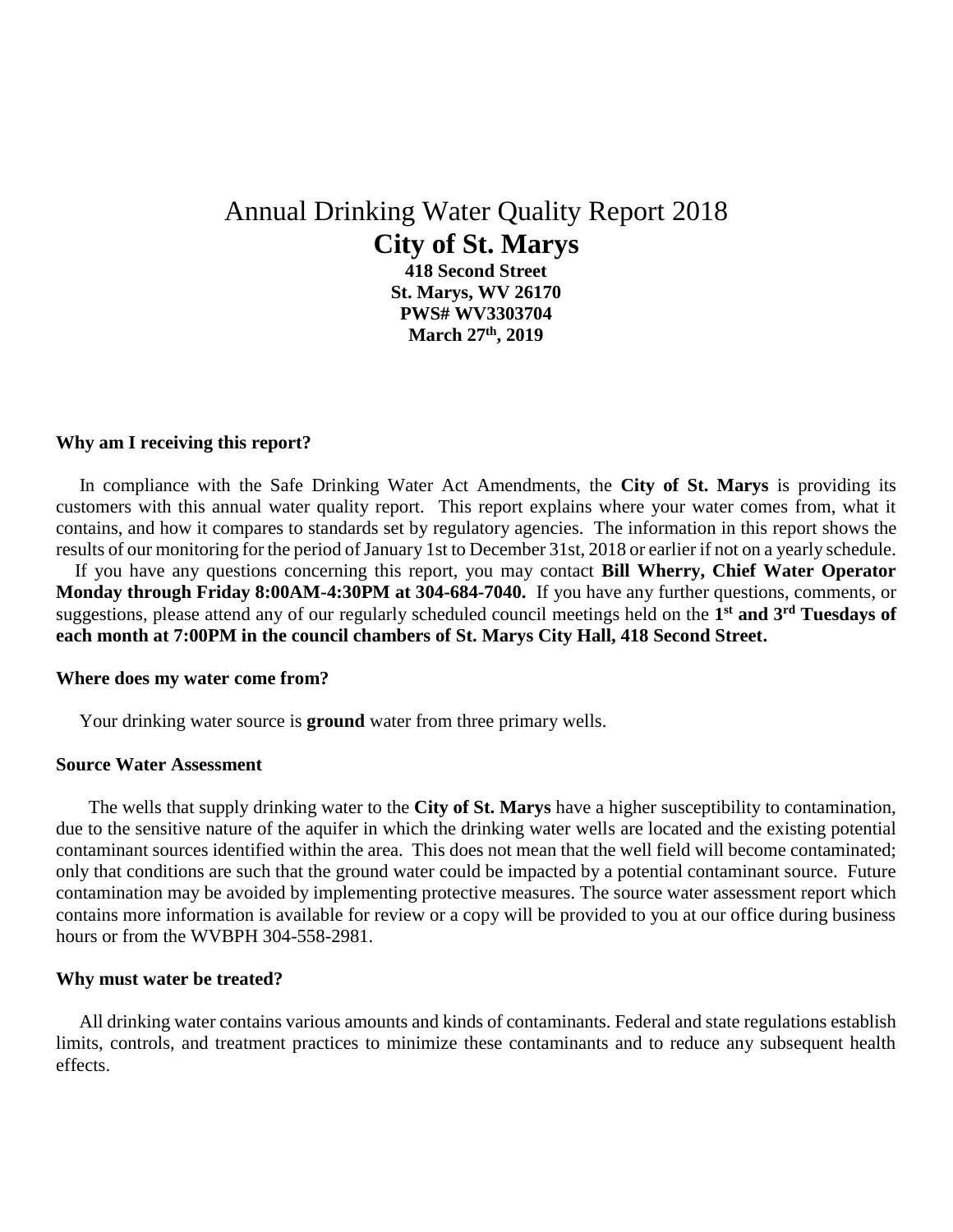# Annual Drinking Water Quality Report 2018

## City of St. Marys

**418 Second Street**
**St. Marys, WV 26170**
**PWS# WV3303704**
**March 27th, 2019**

### Why am I receiving this report?

In compliance with the Safe Drinking Water Act Amendments, the **City of St. Marys** is providing its customers with this annual water quality report. This report explains where your water comes from, what it contains, and how it compares to standards set by regulatory agencies. The information in this report shows the results of our monitoring for the period of January 1st to December 31st, 2018 or earlier if not on a yearly schedule.

If you have any questions concerning this report, you may contact **Bill Wherry, Chief Water Operator Monday through Friday 8:00AM-4:30PM at 304-684-7040.** If you have any further questions, comments, or suggestions, please attend any of our regularly scheduled council meetings held on the **1st and 3rd Tuesdays of each month at 7:00PM in the council chambers of St. Marys City Hall, 418 Second Street.**

### Where does my water come from?

Your drinking water source is **ground** water from three primary wells.

### Source Water Assessment

The wells that supply drinking water to the **City of St. Marys** have a higher susceptibility to contamination, due to the sensitive nature of the aquifer in which the drinking water wells are located and the existing potential contaminant sources identified within the area. This does not mean that the well field will become contaminated; only that conditions are such that the ground water could be impacted by a potential contaminant source. Future contamination may be avoided by implementing protective measures. The source water assessment report which contains more information is available for review or a copy will be provided to you at our office during business hours or from the WVBPH 304-558-2981.

### Why must water be treated?

All drinking water contains various amounts and kinds of contaminants. Federal and state regulations establish limits, controls, and treatment practices to minimize these contaminants and to reduce any subsequent health effects.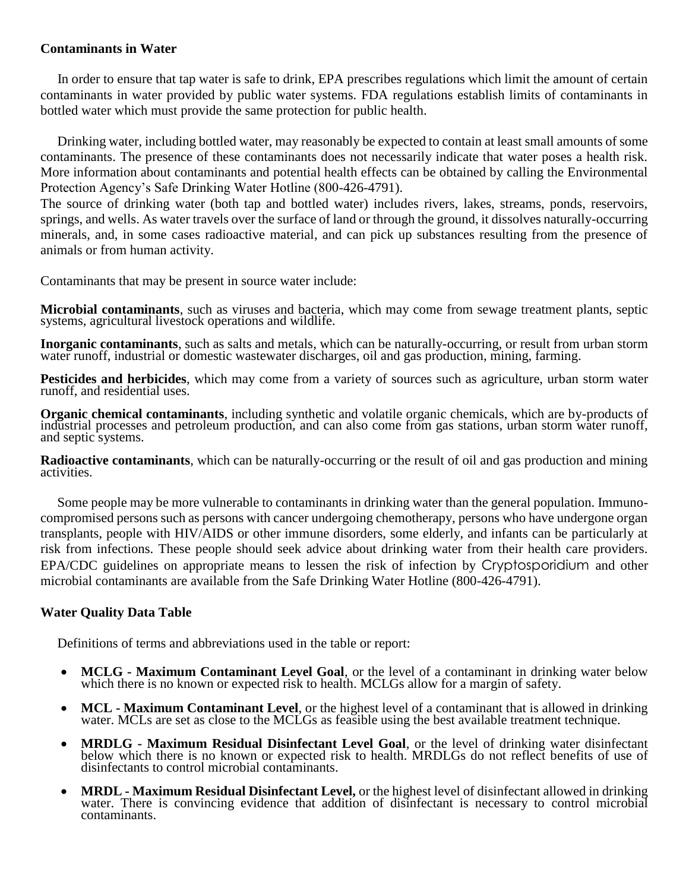**Contains in Water**

**Contaminants in Water**

In order to ensure that tap water is safe to drink, EPA prescribes regulations which limit the amount of certain contaminants in water provided by public water systems. FDA regulations establish limits of contaminants in bottled water which must provide the same protection for public health.

Drinking water, including bottled water, may reasonably be expected to contain at least small amounts of some contaminants. The presence of these contaminants does not necessarily indicate that water poses a health risk. More information about contaminants and potential health effects can be obtained by calling the Environmental Protection Agency's Safe Drinking Water Hotline (800-426-4791).

The source of drinking water (both tap and bottled water) includes rivers, lakes, streams, ponds, reservoirs, springs, and wells. As water travels over the surface of land or through the ground, it dissolves naturally-occurring minerals, and, in some cases radioactive material, and can pick up substances resulting from the presence of animals or from human activity.

Contaminants that may be present in source water include:

**Microbial contaminants**, such as viruses and bacteria, which may come from sewage treatment plants, septic systems, agricultural livestock operations and wildlife.

**Inorganic contaminants**, such as salts and metals, which can be naturally-occurring, or result from urban storm water runoff, industrial or domestic wastewater discharges, oil and gas production, mining, farming.

**Pesticides and herbicides**, which may come from a variety of sources such as agriculture, urban storm water runoff, and residential uses.

**Organic chemical contaminants**, including synthetic and volatile organic chemicals, which are by-products of industrial processes and petroleum production, and can also come from gas stations, urban storm water runoff, and septic systems.

**Radioactive contaminants**, which can be naturally-occurring or the result of oil and gas production and mining activities.

Some people may be more vulnerable to contaminants in drinking water than the general population. Immuno-compromised persons such as persons with cancer undergoing chemotherapy, persons who have undergone organ transplants, people with HIV/AIDS or other immune disorders, some elderly, and infants can be particularly at risk from infections. These people should seek advice about drinking water from their health care providers. EPA/CDC guidelines on appropriate means to lessen the risk of infection by Cryptosporidium and other microbial contaminants are available from the Safe Drinking Water Hotline (800-426-4791).

**Water Quality Data Table**

Definitions of terms and abbreviations used in the table or report:

- **MCLG - Maximum Contaminant Level Goal**, or the level of a contaminant in drinking water below which there is no known or expected risk to health. MCLGs allow for a margin of safety.
- **MCL - Maximum Contaminant Level**, or the highest level of a contaminant that is allowed in drinking water. MCLs are set as close to the MCLGs as feasible using the best available treatment technique.
- **MRDLG - Maximum Residual Disinfectant Level Goal**, or the level of drinking water disinfectant below which there is no known or expected risk to health. MRDLGs do not reflect benefits of use of disinfectants to control microbial contaminants.
- **MRDL - Maximum Residual Disinfectant Level,** or the highest level of disinfectant allowed in drinking water. There is convincing evidence that addition of disinfectant is necessary to control microbial contaminants.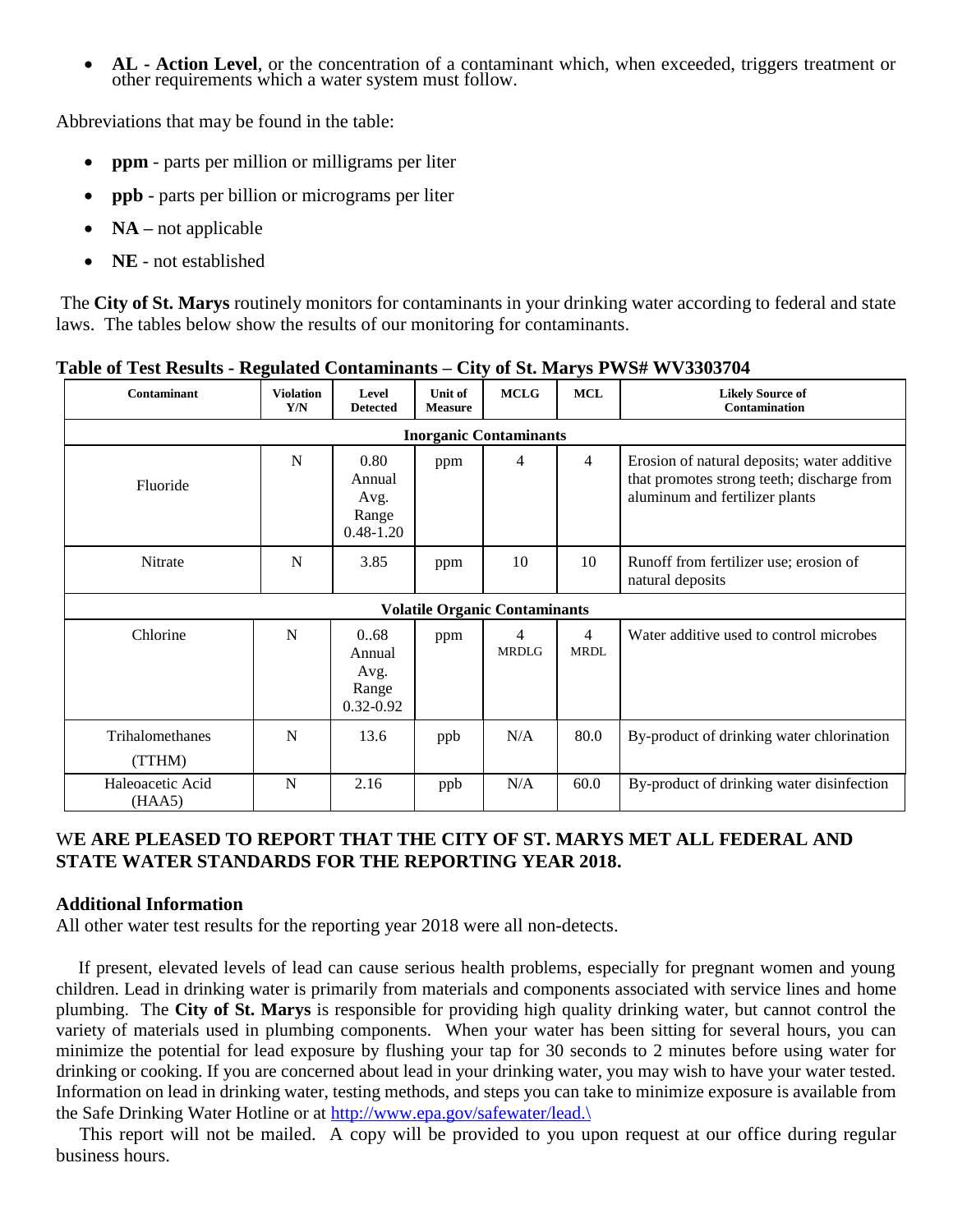- **AL - Action Level**, or the concentration of a contaminant which, when exceeded, triggers treatment or other requirements which a water system must follow.

Abbreviations that may be found in the table:

- **ppm** - parts per million or milligrams per liter
- **ppb** - parts per billion or micrograms per liter
- **NA –** not applicable
- **NE** - not established

The **City of St. Marys** routinely monitors for contaminants in your drinking water according to federal and state laws. The tables below show the results of our monitoring for contaminants.

**Table of Test Results - Regulated Contaminants – City of St. Marys PWS# WV3303704**

| Contaminant | Violation Y/N | Level Detected | Unit of Measure | MCLG | MCL | Likely Source of Contamination |
|---|---|---|---|---|---|---|
| **Inorganic Contaminants** | | | | | | |
| Fluoride | N | 0.80 Annual Avg. Range 0.48-1.20 | ppm | 4 | 4 | Erosion of natural deposits; water additive that promotes strong teeth; discharge from aluminum and fertilizer plants |
| Nitrate | N | 3.85 | ppm | 10 | 10 | Runoff from fertilizer use; erosion of natural deposits |
| **Volatile Organic Contaminants** | | | | | | |
| Chlorine | N | 0..68 Annual Avg. Range 0.32-0.92 | ppm | 4 MRDLG | 4 MRDL | Water additive used to control microbes |
| Trihalomethanes (TTHM) | N | 13.6 | ppb | N/A | 80.0 | By-product of drinking water chlorination |
| Haleoacetic Acid (HAA5) | N | 2.16 | ppb | N/A | 60.0 | By-product of drinking water disinfection |

**WE ARE PLEASED TO REPORT THAT THE CITY OF ST. MARYS MET ALL FEDERAL AND STATE WATER STANDARDS FOR THE REPORTING YEAR 2018.**

**Additional Information**

All other water test results for the reporting year 2018 were all non-detects.

If present, elevated levels of lead can cause serious health problems, especially for pregnant women and young children. Lead in drinking water is primarily from materials and components associated with service lines and home plumbing. The **City of St. Marys** is responsible for providing high quality drinking water, but cannot control the variety of materials used in plumbing components. When your water has been sitting for several hours, you can minimize the potential for lead exposure by flushing your tap for 30 seconds to 2 minutes before using water for drinking or cooking. If you are concerned about lead in your drinking water, you may wish to have your water tested. Information on lead in drinking water, testing methods, and steps you can take to minimize exposure is available from the Safe Drinking Water Hotline or at http://www.epa.gov/safewater/lead.\

This report will not be mailed. A copy will be provided to you upon request at our office during regular business hours.